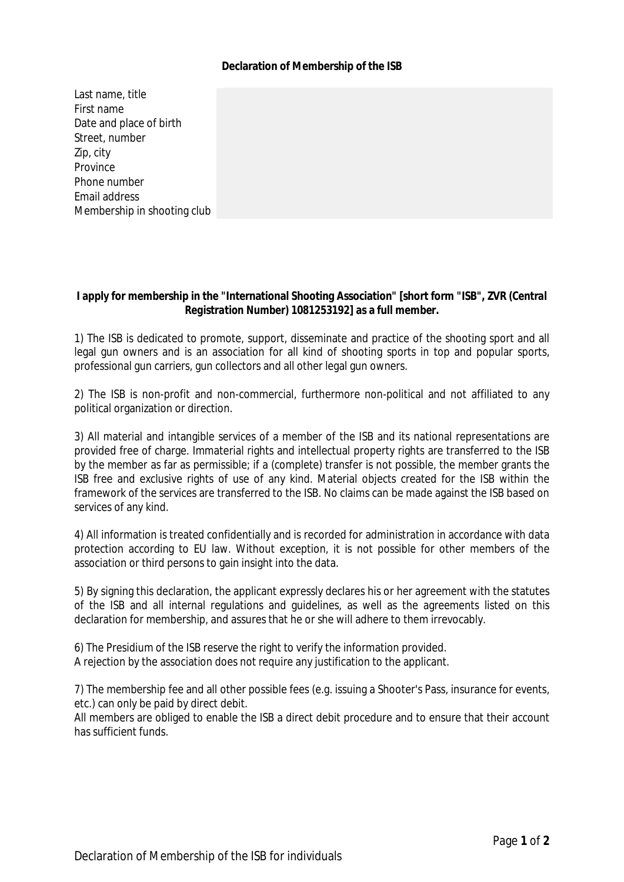**Declaration of Membership of the ISB**

| | |
|---|---|
| Last name, title | |
| First name | |
| Date and place of birth | |
| Street, number | |
| Zip, city | |
| Province | |
| Phone number | |
| Email address | |
| Membership in shooting club | |

**I apply for membership in the "International Shooting Association" [short form "ISB", ZVR (Central Registration Number) 1081253192] as a full member.**

1) The ISB is dedicated to promote, support, disseminate and practice of the shooting sport and all legal gun owners and is an association for all kind of shooting sports in top and popular sports, professional gun carriers, gun collectors and all other legal gun owners.

2) The ISB is non-profit and non-commercial, furthermore non-political and not affiliated to any political organization or direction.

3) All material and intangible services of a member of the ISB and its national representations are provided free of charge. Immaterial rights and intellectual property rights are transferred to the ISB by the member as far as permissible; if a (complete) transfer is not possible, the member grants the ISB free and exclusive rights of use of any kind. Material objects created for the ISB within the framework of the services are transferred to the ISB. No claims can be made against the ISB based on services of any kind.

4) All information is treated confidentially and is recorded for administration in accordance with data protection according to EU law. Without exception, it is not possible for other members of the association or third persons to gain insight into the data.

5) By signing this declaration, the applicant expressly declares his or her agreement with the statutes of the ISB and all internal regulations and guidelines, as well as the agreements listed on this declaration for membership, and assures that he or she will adhere to them irrevocably.

6) The Presidium of the ISB reserve the right to verify the information provided.
A rejection by the association does not require any justification to the applicant.

7) The membership fee and all other possible fees (e.g. issuing a Shooter's Pass, insurance for events, etc.) can only be paid by direct debit.
All members are obliged to enable the ISB a direct debit procedure and to ensure that their account has sufficient funds.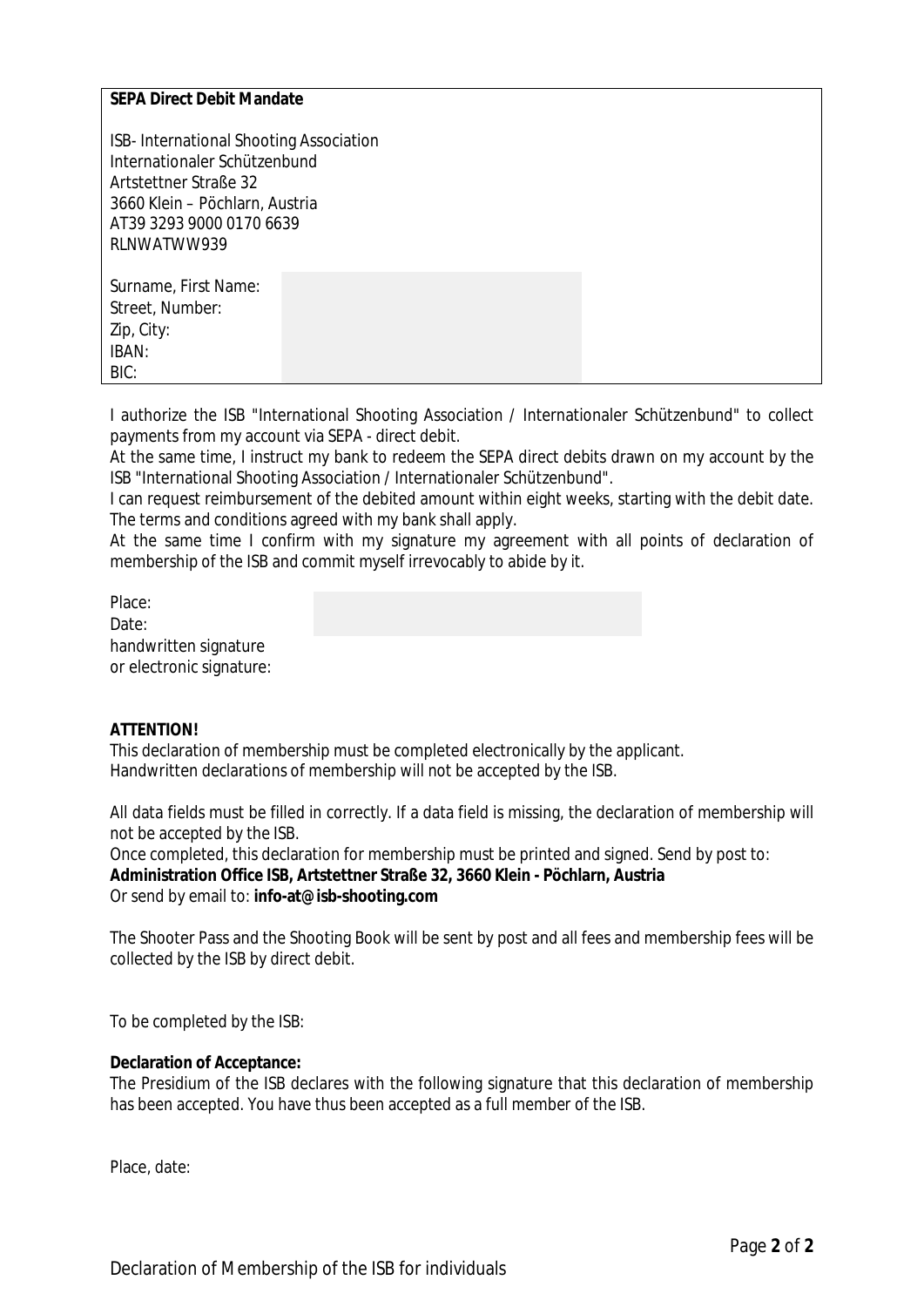**SEPA Direct Debit Mandate**

ISB- International Shooting Association
Internationaler Schützenbund
Artstettner Straße 32
3660 Klein – Pöchlarn, Austria
AT39 3293 9000 0170 6639
RLNWATWW939

Surname, First Name:
Street, Number:
Zip, City:
IBAN:
BIC:

I authorize the ISB "International Shooting Association / Internationaler Schützenbund" to collect payments from my account via SEPA - direct debit.
At the same time, I instruct my bank to redeem the SEPA direct debits drawn on my account by the ISB "International Shooting Association / Internationaler Schützenbund".
I can request reimbursement of the debited amount within eight weeks, starting with the debit date. The terms and conditions agreed with my bank shall apply.
At the same time I confirm with my signature my agreement with all points of declaration of membership of the ISB and commit myself irrevocably to abide by it.

Place:
Date:
handwritten signature
or electronic signature:

**ATTENTION!**
This declaration of membership must be completed electronically by the applicant.
Handwritten declarations of membership will not be accepted by the ISB.

All data fields must be filled in correctly. If a data field is missing, the declaration of membership will not be accepted by the ISB.
Once completed, this declaration for membership must be printed and signed. Send by post to:
**Administration Office ISB, Artstettner Straße 32, 3660 Klein - Pöchlarn, Austria**
Or send by email to: **info-at@isb-shooting.com**

The Shooter Pass and the Shooting Book will be sent by post and all fees and membership fees will be collected by the ISB by direct debit.

To be completed by the ISB:

**Declaration of Acceptance:**
The Presidium of the ISB declares with the following signature that this declaration of membership has been accepted. You have thus been accepted as a full member of the ISB.

Place, date: